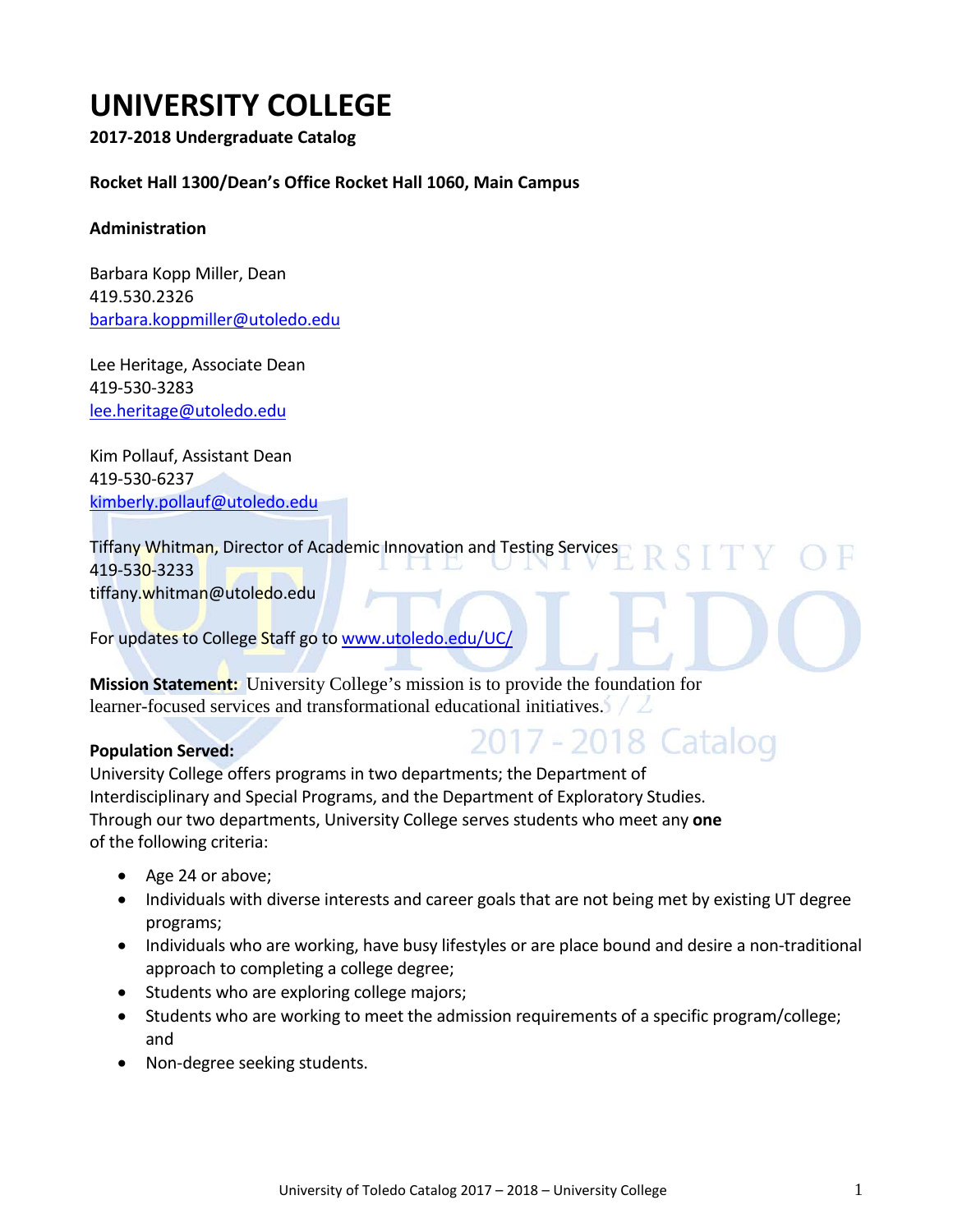# UNIVERSITY COLLEGE

**2017-2018 Undergraduate Catalog**

**Rocket Hall 1300/Dean's Office Rocket Hall 1060, Main Campus**

**Administration**

Barbara Kopp Miller, Dean
419.530.2326
barbara.koppmiller@utoledo.edu

Lee Heritage, Associate Dean
419-530-3283
lee.heritage@utoledo.edu

Kim Pollauf, Assistant Dean
419-530-6237
kimberly.pollauf@utoledo.edu

Tiffany Whitman, Director of Academic Innovation and Testing Services
419-530-3233
tiffany.whitman@utoledo.edu

For updates to College Staff go to www.utoledo.edu/UC/

**Mission Statement:** University College's mission is to provide the foundation for learner-focused services and transformational educational initiatives.

**Population Served:**
University College offers programs in two departments; the Department of Interdisciplinary and Special Programs, and the Department of Exploratory Studies. Through our two departments, University College serves students who meet any **one** of the following criteria:

- Age 24 or above;
- Individuals with diverse interests and career goals that are not being met by existing UT degree programs;
- Individuals who are working, have busy lifestyles or are place bound and desire a non-traditional approach to completing a college degree;
- Students who are exploring college majors;
- Students who are working to meet the admission requirements of a specific program/college; and
- Non-degree seeking students.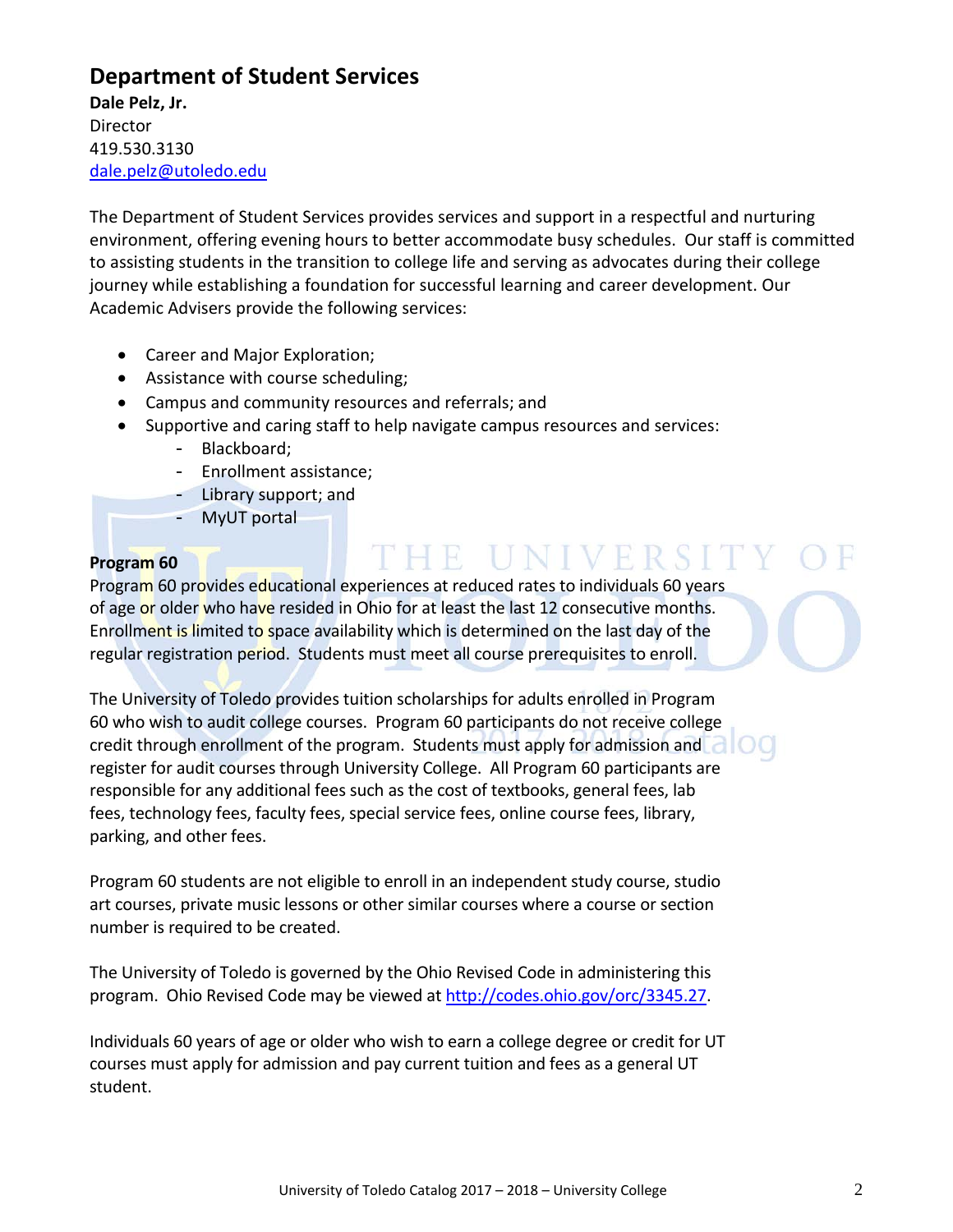## Department of Student Services

**Dale Pelz, Jr.**
Director
419.530.3130
dale.pelz@utoledo.edu

The Department of Student Services provides services and support in a respectful and nurturing environment, offering evening hours to better accommodate busy schedules. Our staff is committed to assisting students in the transition to college life and serving as advocates during their college journey while establishing a foundation for successful learning and career development. Our Academic Advisers provide the following services:

- Career and Major Exploration;
- Assistance with course scheduling;
- Campus and community resources and referrals; and
- Supportive and caring staff to help navigate campus resources and services:
  - Blackboard;
  - Enrollment assistance;
  - Library support; and
  - MyUT portal

**Program 60**

Program 60 provides educational experiences at reduced rates to individuals 60 years of age or older who have resided in Ohio for at least the last 12 consecutive months. Enrollment is limited to space availability which is determined on the last day of the regular registration period. Students must meet all course prerequisites to enroll.

The University of Toledo provides tuition scholarships for adults enrolled in Program 60 who wish to audit college courses. Program 60 participants do not receive college credit through enrollment of the program. Students must apply for admission and register for audit courses through University College. All Program 60 participants are responsible for any additional fees such as the cost of textbooks, general fees, lab fees, technology fees, faculty fees, special service fees, online course fees, library, parking, and other fees.

Program 60 students are not eligible to enroll in an independent study course, studio art courses, private music lessons or other similar courses where a course or section number is required to be created.

The University of Toledo is governed by the Ohio Revised Code in administering this program. Ohio Revised Code may be viewed at http://codes.ohio.gov/orc/3345.27.

Individuals 60 years of age or older who wish to earn a college degree or credit for UT courses must apply for admission and pay current tuition and fees as a general UT student.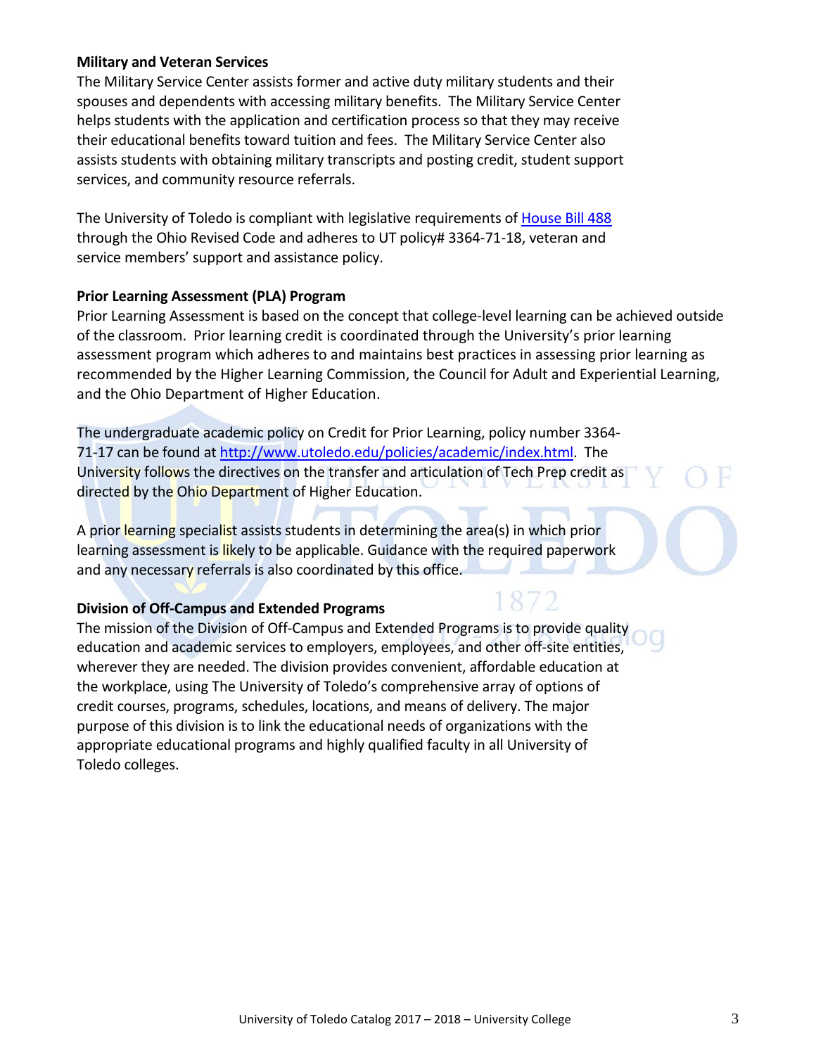**Military and Veteran Services**
The Military Service Center assists former and active duty military students and their spouses and dependents with accessing military benefits. The Military Service Center helps students with the application and certification process so that they may receive their educational benefits toward tuition and fees. The Military Service Center also assists students with obtaining military transcripts and posting credit, student support services, and community resource referrals.

The University of Toledo is compliant with legislative requirements of House Bill 488 through the Ohio Revised Code and adheres to UT policy# 3364-71-18, veteran and service members' support and assistance policy.

**Prior Learning Assessment (PLA) Program**
Prior Learning Assessment is based on the concept that college-level learning can be achieved outside of the classroom. Prior learning credit is coordinated through the University's prior learning assessment program which adheres to and maintains best practices in assessing prior learning as recommended by the Higher Learning Commission, the Council for Adult and Experiential Learning, and the Ohio Department of Higher Education.

The undergraduate academic policy on Credit for Prior Learning, policy number 3364-71-17 can be found at http://www.utoledo.edu/policies/academic/index.html. The University follows the directives on the transfer and articulation of Tech Prep credit as directed by the Ohio Department of Higher Education.

A prior learning specialist assists students in determining the area(s) in which prior learning assessment is likely to be applicable. Guidance with the required paperwork and any necessary referrals is also coordinated by this office.

**Division of Off-Campus and Extended Programs**
The mission of the Division of Off-Campus and Extended Programs is to provide quality education and academic services to employers, employees, and other off-site entities, wherever they are needed. The division provides convenient, affordable education at the workplace, using The University of Toledo's comprehensive array of options of credit courses, programs, schedules, locations, and means of delivery. The major purpose of this division is to link the educational needs of organizations with the appropriate educational programs and highly qualified faculty in all University of Toledo colleges.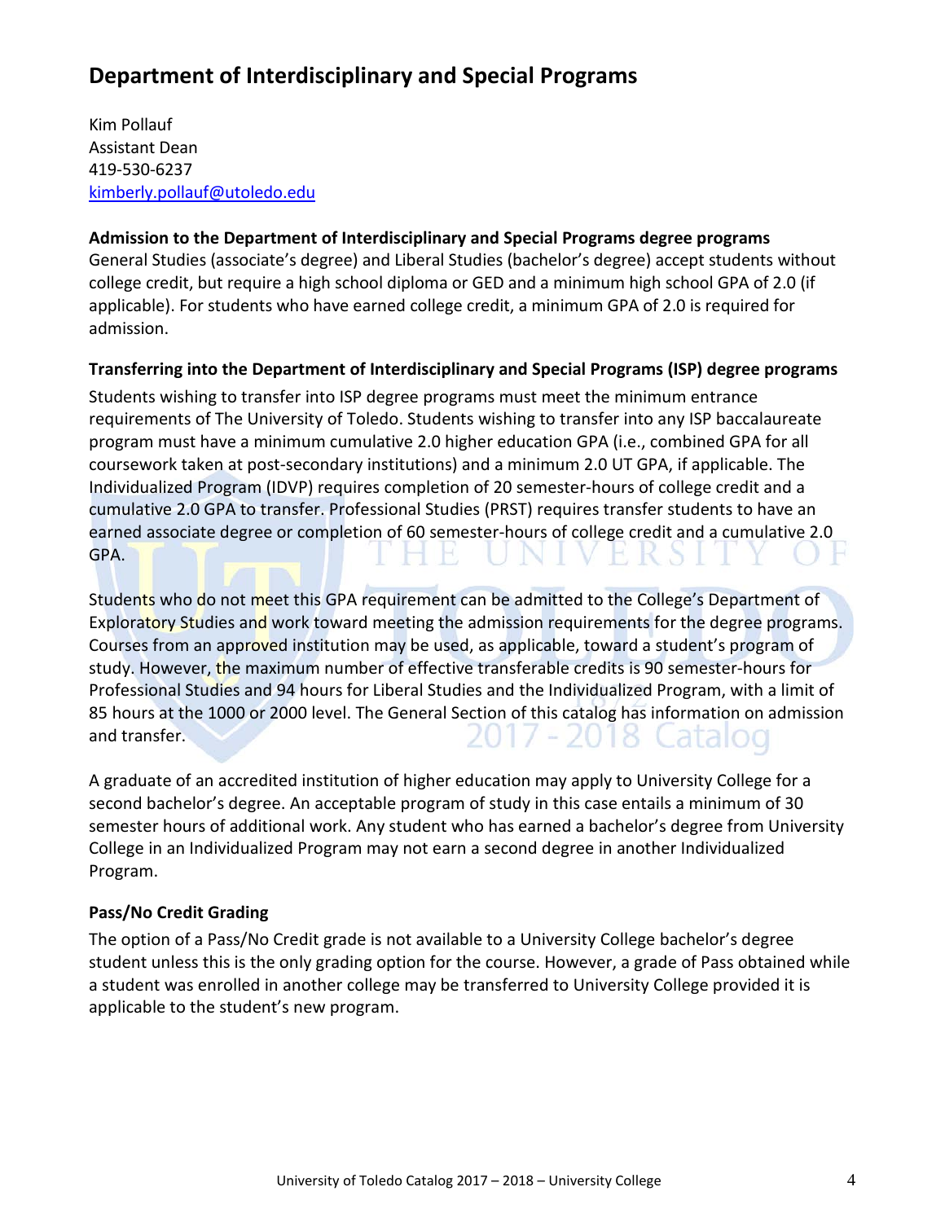## Department of Interdisciplinary and Special Programs

Kim Pollauf
Assistant Dean
419-530-6237
kimberly.pollauf@utoledo.edu

**Admission to the Department of Interdisciplinary and Special Programs degree programs**
General Studies (associate's degree) and Liberal Studies (bachelor's degree) accept students without college credit, but require a high school diploma or GED and a minimum high school GPA of 2.0 (if applicable). For students who have earned college credit, a minimum GPA of 2.0 is required for admission.

**Transferring into the Department of Interdisciplinary and Special Programs (ISP) degree programs**
Students wishing to transfer into ISP degree programs must meet the minimum entrance requirements of The University of Toledo. Students wishing to transfer into any ISP baccalaureate program must have a minimum cumulative 2.0 higher education GPA (i.e., combined GPA for all coursework taken at post-secondary institutions) and a minimum 2.0 UT GPA, if applicable. The Individualized Program (IDVP) requires completion of 20 semester-hours of college credit and a cumulative 2.0 GPA to transfer. Professional Studies (PRST) requires transfer students to have an earned associate degree or completion of 60 semester-hours of college credit and a cumulative 2.0 GPA.

Students who do not meet this GPA requirement can be admitted to the College's Department of Exploratory Studies and work toward meeting the admission requirements for the degree programs. Courses from an approved institution may be used, as applicable, toward a student's program of study. However, the maximum number of effective transferable credits is 90 semester-hours for Professional Studies and 94 hours for Liberal Studies and the Individualized Program, with a limit of 85 hours at the 1000 or 2000 level. The General Section of this catalog has information on admission and transfer.

A graduate of an accredited institution of higher education may apply to University College for a second bachelor's degree. An acceptable program of study in this case entails a minimum of 30 semester hours of additional work. Any student who has earned a bachelor's degree from University College in an Individualized Program may not earn a second degree in another Individualized Program.

**Pass/No Credit Grading**
The option of a Pass/No Credit grade is not available to a University College bachelor's degree student unless this is the only grading option for the course. However, a grade of Pass obtained while a student was enrolled in another college may be transferred to University College provided it is applicable to the student's new program.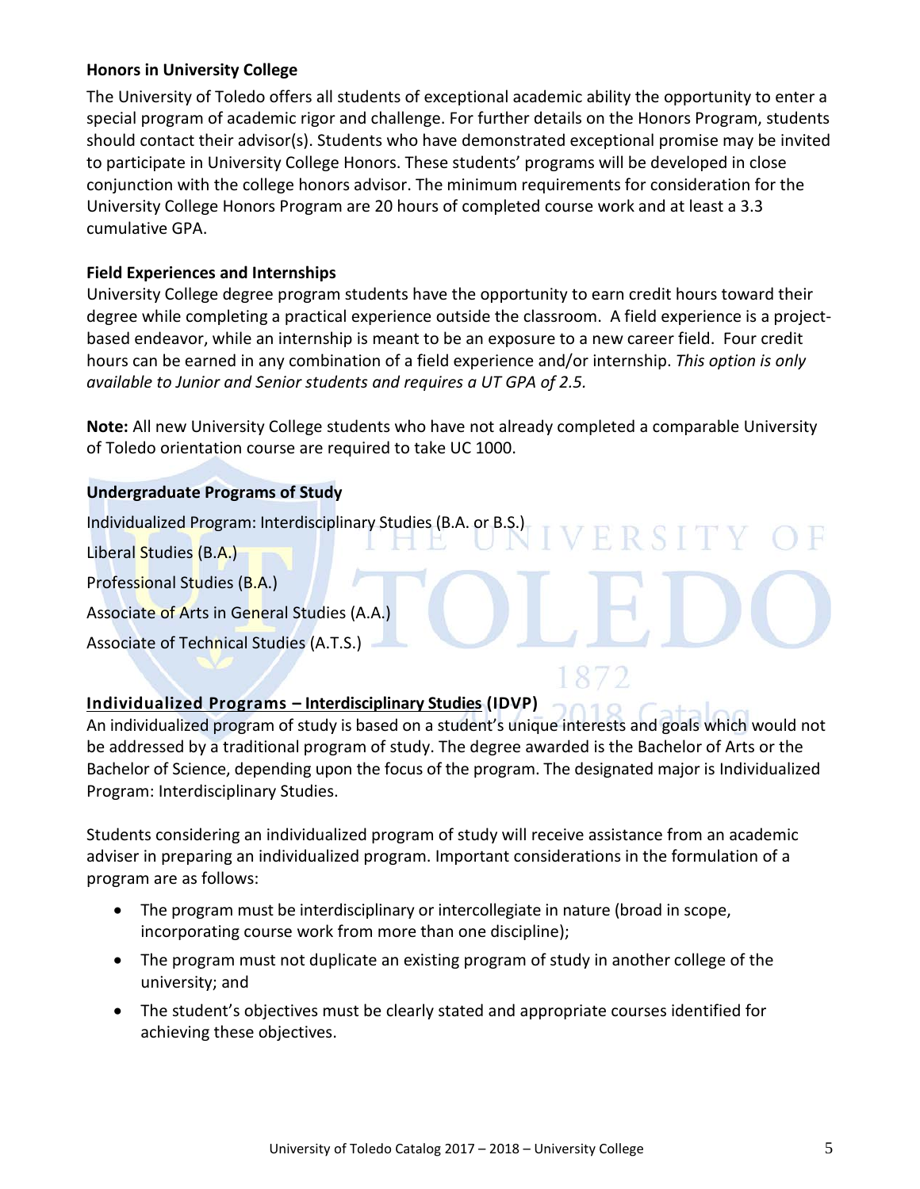### Honors in University College

The University of Toledo offers all students of exceptional academic ability the opportunity to enter a special program of academic rigor and challenge. For further details on the Honors Program, students should contact their advisor(s). Students who have demonstrated exceptional promise may be invited to participate in University College Honors. These students' programs will be developed in close conjunction with the college honors advisor. The minimum requirements for consideration for the University College Honors Program are 20 hours of completed course work and at least a 3.3 cumulative GPA.

### Field Experiences and Internships

University College degree program students have the opportunity to earn credit hours toward their degree while completing a practical experience outside the classroom. A field experience is a project-based endeavor, while an internship is meant to be an exposure to a new career field. Four credit hours can be earned in any combination of a field experience and/or internship. *This option is only available to Junior and Senior students and requires a UT GPA of 2.5.*

**Note:** All new University College students who have not already completed a comparable University of Toledo orientation course are required to take UC 1000.

### Undergraduate Programs of Study

Individualized Program: Interdisciplinary Studies (B.A. or B.S.)

Liberal Studies (B.A.)

Professional Studies (B.A.)

Associate of Arts in General Studies (A.A.)

Associate of Technical Studies (A.T.S.)

### Individualized Programs – Interdisciplinary Studies (IDVP)

An individualized program of study is based on a student's unique interests and goals which would not be addressed by a traditional program of study. The degree awarded is the Bachelor of Arts or the Bachelor of Science, depending upon the focus of the program. The designated major is Individualized Program: Interdisciplinary Studies.

Students considering an individualized program of study will receive assistance from an academic adviser in preparing an individualized program. Important considerations in the formulation of a program are as follows:

- The program must be interdisciplinary or intercollegiate in nature (broad in scope, incorporating course work from more than one discipline);
- The program must not duplicate an existing program of study in another college of the university; and
- The student's objectives must be clearly stated and appropriate courses identified for achieving these objectives.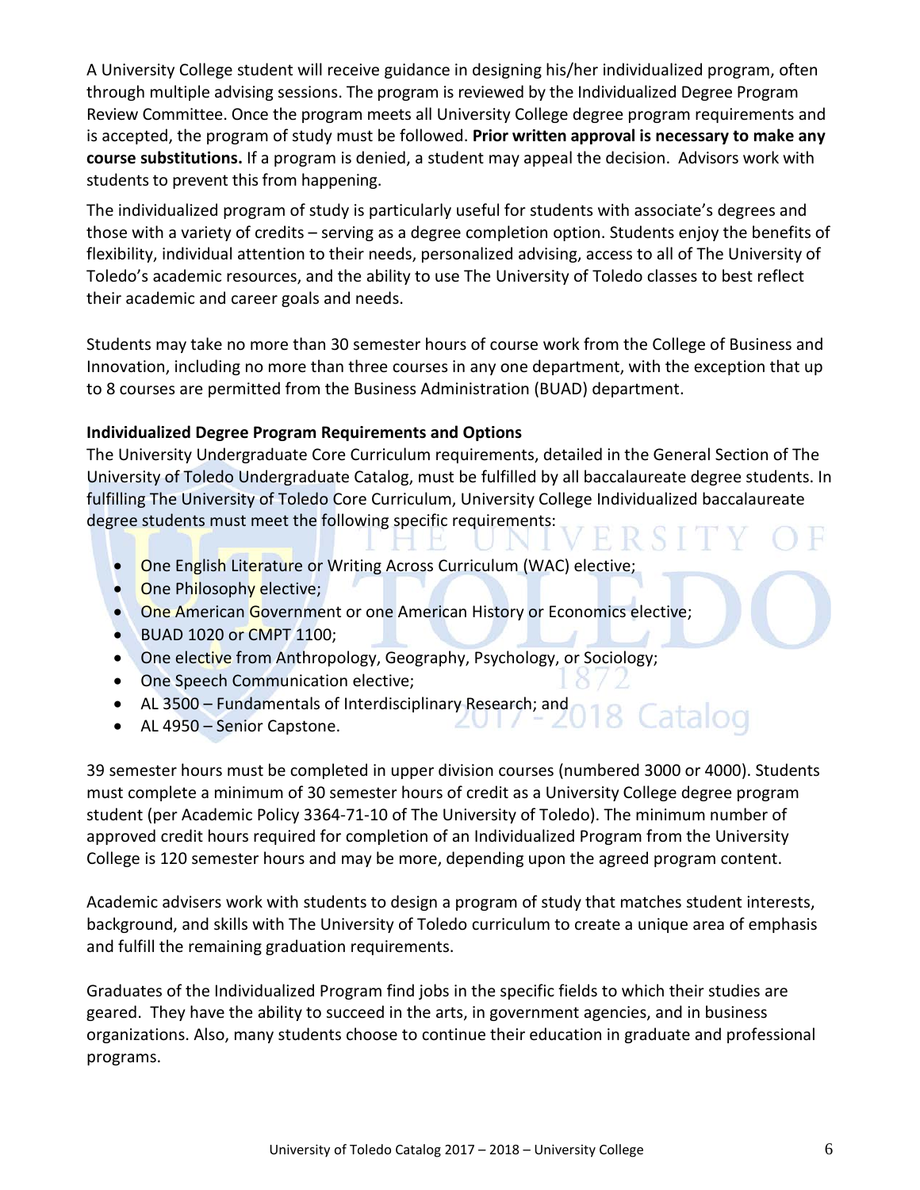A University College student will receive guidance in designing his/her individualized program, often through multiple advising sessions. The program is reviewed by the Individualized Degree Program Review Committee. Once the program meets all University College degree program requirements and is accepted, the program of study must be followed. **Prior written approval is necessary to make any course substitutions.** If a program is denied, a student may appeal the decision. Advisors work with students to prevent this from happening.

The individualized program of study is particularly useful for students with associate's degrees and those with a variety of credits – serving as a degree completion option. Students enjoy the benefits of flexibility, individual attention to their needs, personalized advising, access to all of The University of Toledo's academic resources, and the ability to use The University of Toledo classes to best reflect their academic and career goals and needs.

Students may take no more than 30 semester hours of course work from the College of Business and Innovation, including no more than three courses in any one department, with the exception that up to 8 courses are permitted from the Business Administration (BUAD) department.

**Individualized Degree Program Requirements and Options**

The University Undergraduate Core Curriculum requirements, detailed in the General Section of The University of Toledo Undergraduate Catalog, must be fulfilled by all baccalaureate degree students. In fulfilling The University of Toledo Core Curriculum, University College Individualized baccalaureate degree students must meet the following specific requirements:

- One English Literature or Writing Across Curriculum (WAC) elective;
- One Philosophy elective;
- One American Government or one American History or Economics elective;
- BUAD 1020 or CMPT 1100;
- One elective from Anthropology, Geography, Psychology, or Sociology;
- One Speech Communication elective;
- AL 3500 – Fundamentals of Interdisciplinary Research; and
- AL 4950 – Senior Capstone.

39 semester hours must be completed in upper division courses (numbered 3000 or 4000). Students must complete a minimum of 30 semester hours of credit as a University College degree program student (per Academic Policy 3364-71-10 of The University of Toledo). The minimum number of approved credit hours required for completion of an Individualized Program from the University College is 120 semester hours and may be more, depending upon the agreed program content.

Academic advisers work with students to design a program of study that matches student interests, background, and skills with The University of Toledo curriculum to create a unique area of emphasis and fulfill the remaining graduation requirements.

Graduates of the Individualized Program find jobs in the specific fields to which their studies are geared. They have the ability to succeed in the arts, in government agencies, and in business organizations. Also, many students choose to continue their education in graduate and professional programs.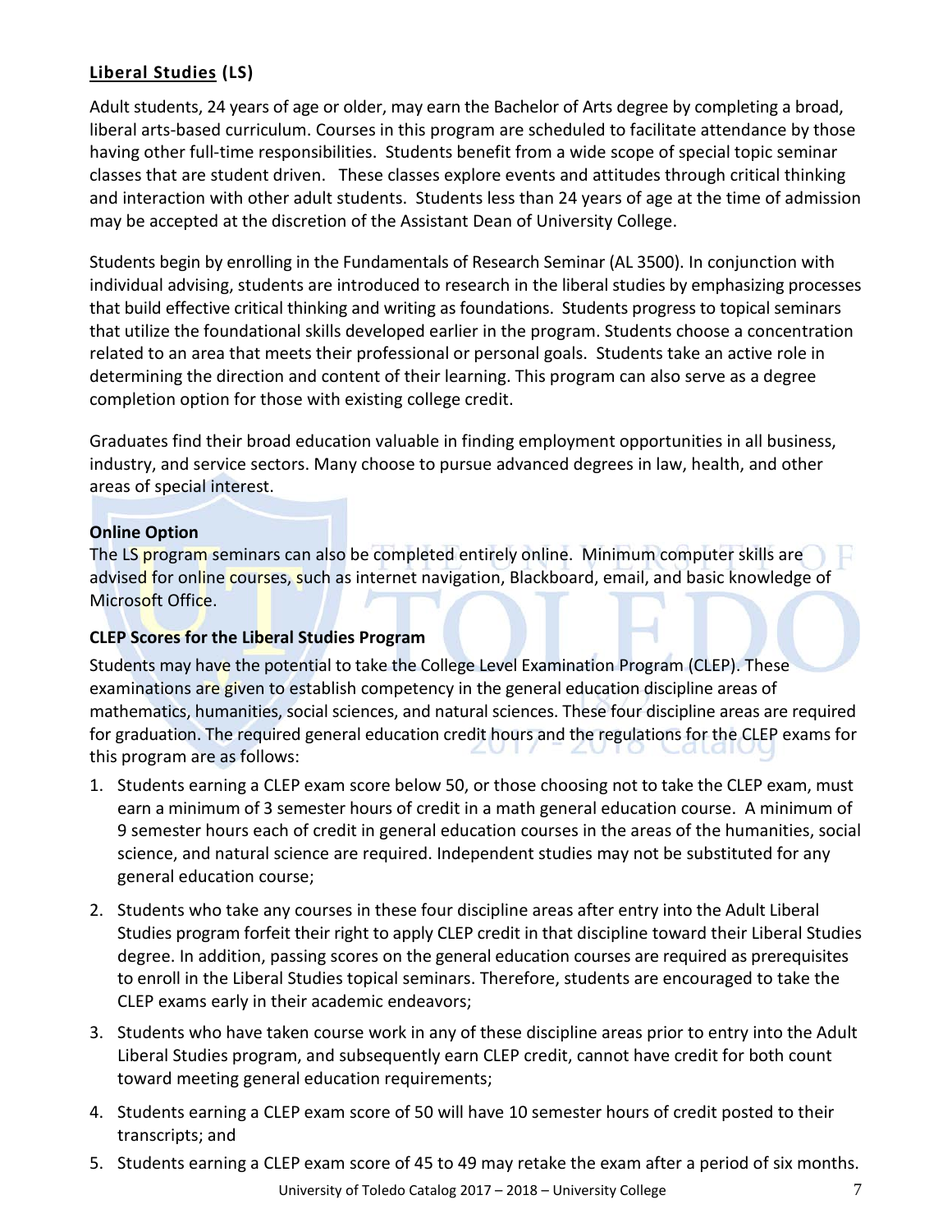## **Liberal Studies (LS)**

Adult students, 24 years of age or older, may earn the Bachelor of Arts degree by completing a broad, liberal arts-based curriculum. Courses in this program are scheduled to facilitate attendance by those having other full-time responsibilities. Students benefit from a wide scope of special topic seminar classes that are student driven. These classes explore events and attitudes through critical thinking and interaction with other adult students. Students less than 24 years of age at the time of admission may be accepted at the discretion of the Assistant Dean of University College.

Students begin by enrolling in the Fundamentals of Research Seminar (AL 3500). In conjunction with individual advising, students are introduced to research in the liberal studies by emphasizing processes that build effective critical thinking and writing as foundations. Students progress to topical seminars that utilize the foundational skills developed earlier in the program. Students choose a concentration related to an area that meets their professional or personal goals. Students take an active role in determining the direction and content of their learning. This program can also serve as a degree completion option for those with existing college credit.

Graduates find their broad education valuable in finding employment opportunities in all business, industry, and service sectors. Many choose to pursue advanced degrees in law, health, and other areas of special interest.

**Online Option**

The LS program seminars can also be completed entirely online. Minimum computer skills are advised for online courses, such as internet navigation, Blackboard, email, and basic knowledge of Microsoft Office.

**CLEP Scores for the Liberal Studies Program**

Students may have the potential to take the College Level Examination Program (CLEP). These examinations are given to establish competency in the general education discipline areas of mathematics, humanities, social sciences, and natural sciences. These four discipline areas are required for graduation. The required general education credit hours and the regulations for the CLEP exams for this program are as follows:

1. Students earning a CLEP exam score below 50, or those choosing not to take the CLEP exam, must earn a minimum of 3 semester hours of credit in a math general education course. A minimum of 9 semester hours each of credit in general education courses in the areas of the humanities, social science, and natural science are required. Independent studies may not be substituted for any general education course;
2. Students who take any courses in these four discipline areas after entry into the Adult Liberal Studies program forfeit their right to apply CLEP credit in that discipline toward their Liberal Studies degree. In addition, passing scores on the general education courses are required as prerequisites to enroll in the Liberal Studies topical seminars. Therefore, students are encouraged to take the CLEP exams early in their academic endeavors;
3. Students who have taken course work in any of these discipline areas prior to entry into the Adult Liberal Studies program, and subsequently earn CLEP credit, cannot have credit for both count toward meeting general education requirements;
4. Students earning a CLEP exam score of 50 will have 10 semester hours of credit posted to their transcripts; and
5. Students earning a CLEP exam score of 45 to 49 may retake the exam after a period of six months.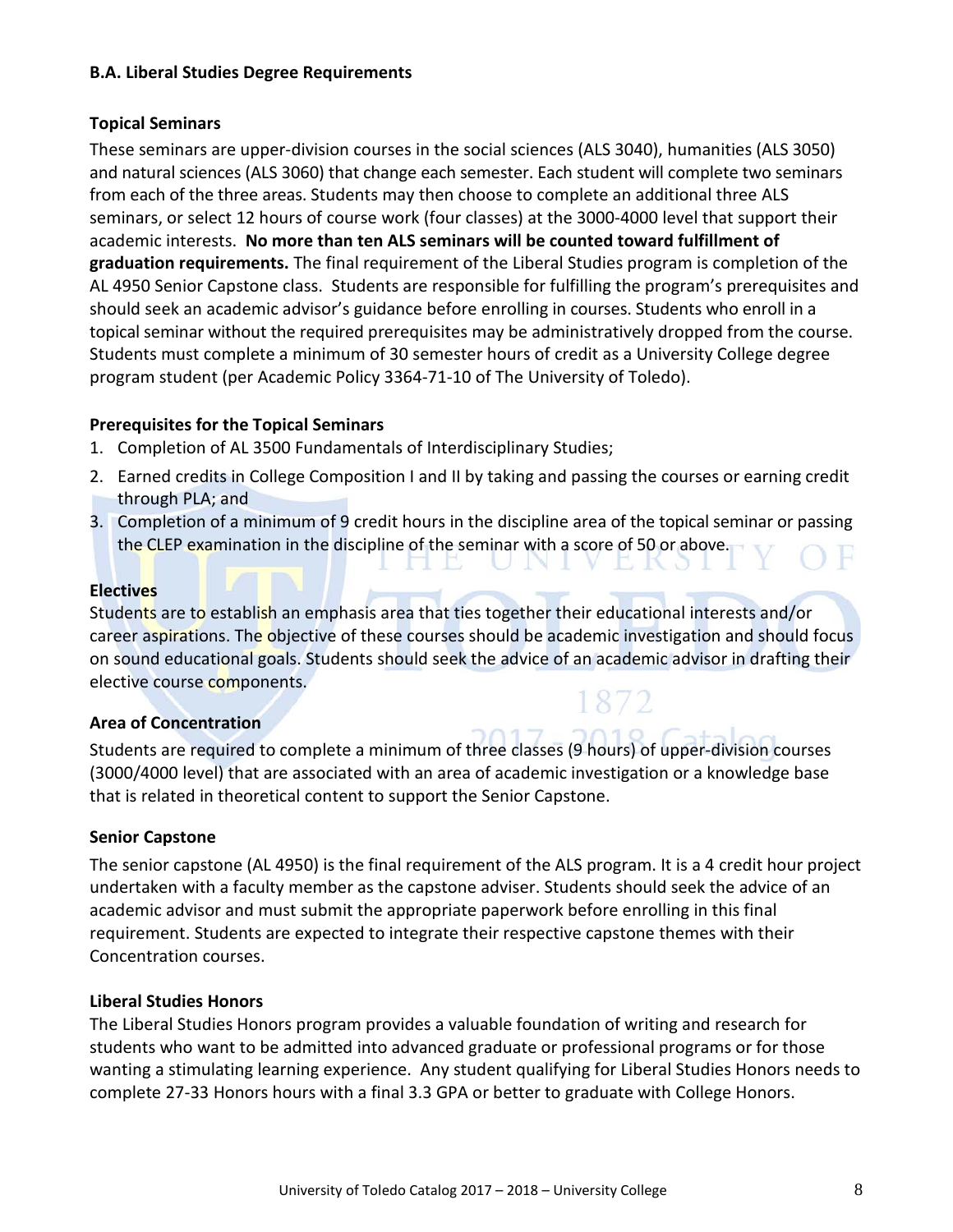## B.A. Liberal Studies Degree Requirements

### Topical Seminars

These seminars are upper-division courses in the social sciences (ALS 3040), humanities (ALS 3050) and natural sciences (ALS 3060) that change each semester. Each student will complete two seminars from each of the three areas. Students may then choose to complete an additional three ALS seminars, or select 12 hours of course work (four classes) at the 3000-4000 level that support their academic interests. **No more than ten ALS seminars will be counted toward fulfillment of graduation requirements.** The final requirement of the Liberal Studies program is completion of the AL 4950 Senior Capstone class. Students are responsible for fulfilling the program's prerequisites and should seek an academic advisor's guidance before enrolling in courses. Students who enroll in a topical seminar without the required prerequisites may be administratively dropped from the course. Students must complete a minimum of 30 semester hours of credit as a University College degree program student (per Academic Policy 3364-71-10 of The University of Toledo).

### Prerequisites for the Topical Seminars

1. Completion of AL 3500 Fundamentals of Interdisciplinary Studies;
2. Earned credits in College Composition I and II by taking and passing the courses or earning credit through PLA; and
3. Completion of a minimum of 9 credit hours in the discipline area of the topical seminar or passing the CLEP examination in the discipline of the seminar with a score of 50 or above.

### Electives

Students are to establish an emphasis area that ties together their educational interests and/or career aspirations. The objective of these courses should be academic investigation and should focus on sound educational goals. Students should seek the advice of an academic advisor in drafting their elective course components.

### Area of Concentration

Students are required to complete a minimum of three classes (9 hours) of upper-division courses (3000/4000 level) that are associated with an area of academic investigation or a knowledge base that is related in theoretical content to support the Senior Capstone.

### Senior Capstone

The senior capstone (AL 4950) is the final requirement of the ALS program. It is a 4 credit hour project undertaken with a faculty member as the capstone adviser. Students should seek the advice of an academic advisor and must submit the appropriate paperwork before enrolling in this final requirement. Students are expected to integrate their respective capstone themes with their Concentration courses.

### Liberal Studies Honors

The Liberal Studies Honors program provides a valuable foundation of writing and research for students who want to be admitted into advanced graduate or professional programs or for those wanting a stimulating learning experience. Any student qualifying for Liberal Studies Honors needs to complete 27-33 Honors hours with a final 3.3 GPA or better to graduate with College Honors.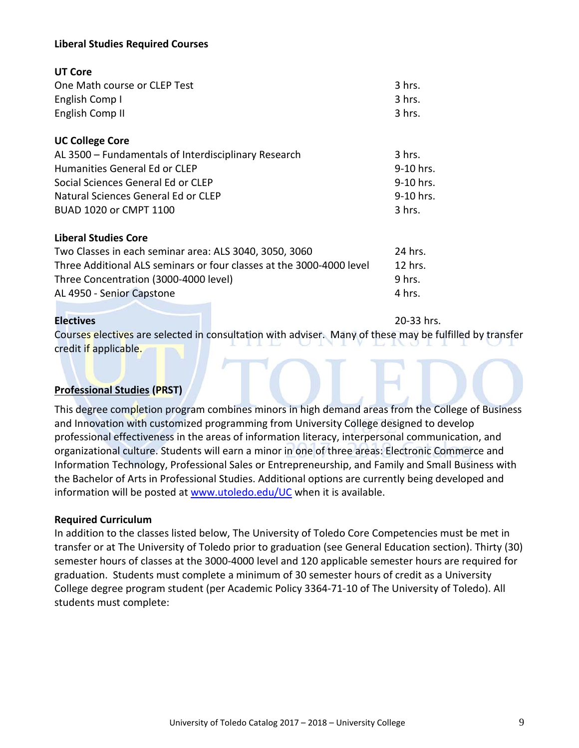**Liberal Studies Required Courses**

**UT Core**

| | |
|---|---|
| One Math course or CLEP Test | 3 hrs. |
| English Comp I | 3 hrs. |
| English Comp II | 3 hrs. |

**UC College Core**

| | |
|---|---|
| AL 3500 – Fundamentals of Interdisciplinary Research | 3 hrs. |
| Humanities General Ed or CLEP | 9-10 hrs. |
| Social Sciences General Ed or CLEP | 9-10 hrs. |
| Natural Sciences General Ed or CLEP | 9-10 hrs. |
| BUAD 1020 or CMPT 1100 | 3 hrs. |

**Liberal Studies Core**

| | |
|---|---|
| Two Classes in each seminar area: ALS 3040, 3050, 3060 | 24 hrs. |
| Three Additional ALS seminars or four classes at the 3000-4000 level | 12 hrs. |
| Three Concentration (3000-4000 level) | 9 hrs. |
| AL 4950 - Senior Capstone | 4 hrs. |

**Electives** 20-33 hrs.

Courses electives are selected in consultation with adviser. Many of these may be fulfilled by transfer credit if applicable.

## Professional Studies (PRST)

This degree completion program combines minors in high demand areas from the College of Business and Innovation with customized programming from University College designed to develop professional effectiveness in the areas of information literacy, interpersonal communication, and organizational culture. Students will earn a minor in one of three areas: Electronic Commerce and Information Technology, Professional Sales or Entrepreneurship, and Family and Small Business with the Bachelor of Arts in Professional Studies. Additional options are currently being developed and information will be posted at [www.utoledo.edu/UC](http://www.utoledo.edu/UC) when it is available.

**Required Curriculum**

In addition to the classes listed below, The University of Toledo Core Competencies must be met in transfer or at The University of Toledo prior to graduation (see General Education section). Thirty (30) semester hours of classes at the 3000-4000 level and 120 applicable semester hours are required for graduation. Students must complete a minimum of 30 semester hours of credit as a University College degree program student (per Academic Policy 3364-71-10 of The University of Toledo). All students must complete: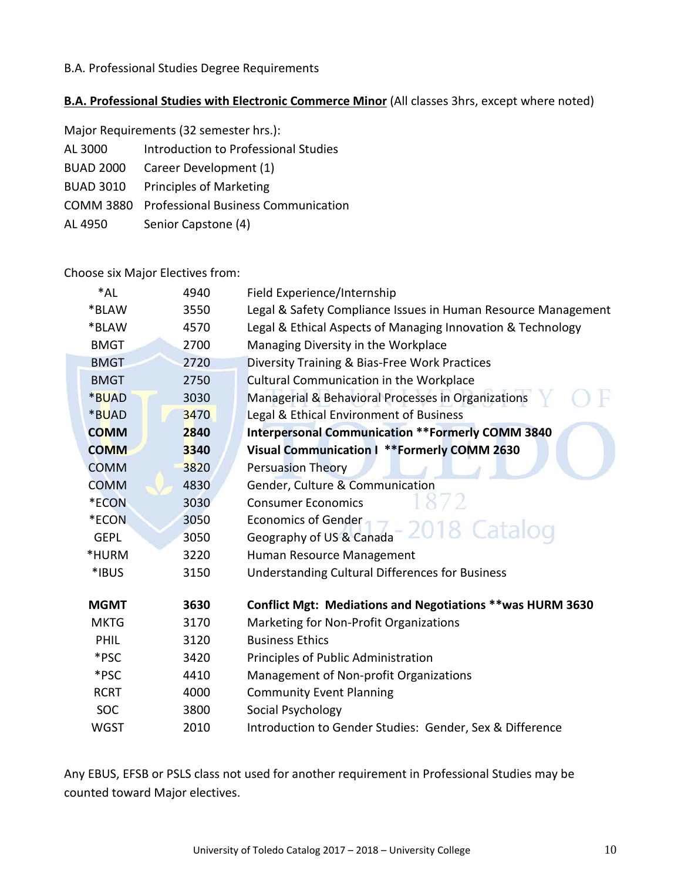B.A. Professional Studies Degree Requirements

**B.A. Professional Studies with Electronic Commerce Minor** (All classes 3hrs, except where noted)

Major Requirements (32 semester hrs.):

| | |
|---|---|
| AL 3000 | Introduction to Professional Studies |
| BUAD 2000 | Career Development (1) |
| BUAD 3010 | Principles of Marketing |
| COMM 3880 | Professional Business Communication |
| AL 4950 | Senior Capstone (4) |

Choose six Major Electives from:

| | | |
|---|---|---|
| *AL | 4940 | Field Experience/Internship |
| *BLAW | 3550 | Legal & Safety Compliance Issues in Human Resource Management |
| *BLAW | 4570 | Legal & Ethical Aspects of Managing Innovation & Technology |
| BMGT | 2700 | Managing Diversity in the Workplace |
| BMGT | 2720 | Diversity Training & Bias-Free Work Practices |
| BMGT | 2750 | Cultural Communication in the Workplace |
| *BUAD | 3030 | Managerial & Behavioral Processes in Organizations |
| *BUAD | 3470 | Legal & Ethical Environment of Business |
| **COMM** | **2840** | **Interpersonal Communication **Formerly COMM 3840** |
| **COMM** | **3340** | **Visual Communication I **Formerly COMM 2630** |
| COMM | 3820 | Persuasion Theory |
| COMM | 4830 | Gender, Culture & Communication |
| *ECON | 3030 | Consumer Economics |
| *ECON | 3050 | Economics of Gender |
| GEPL | 3050 | Geography of US & Canada |
| *HURM | 3220 | Human Resource Management |
| *IBUS | 3150 | Understanding Cultural Differences for Business |
| **MGMT** | **3630** | **Conflict Mgt: Mediations and Negotiations **was HURM 3630** |
| MKTG | 3170 | Marketing for Non-Profit Organizations |
| PHIL | 3120 | Business Ethics |
| *PSC | 3420 | Principles of Public Administration |
| *PSC | 4410 | Management of Non-profit Organizations |
| RCRT | 4000 | Community Event Planning |
| SOC | 3800 | Social Psychology |
| WGST | 2010 | Introduction to Gender Studies: Gender, Sex & Difference |

Any EBUS, EFSB or PSLS class not used for another requirement in Professional Studies may be counted toward Major electives.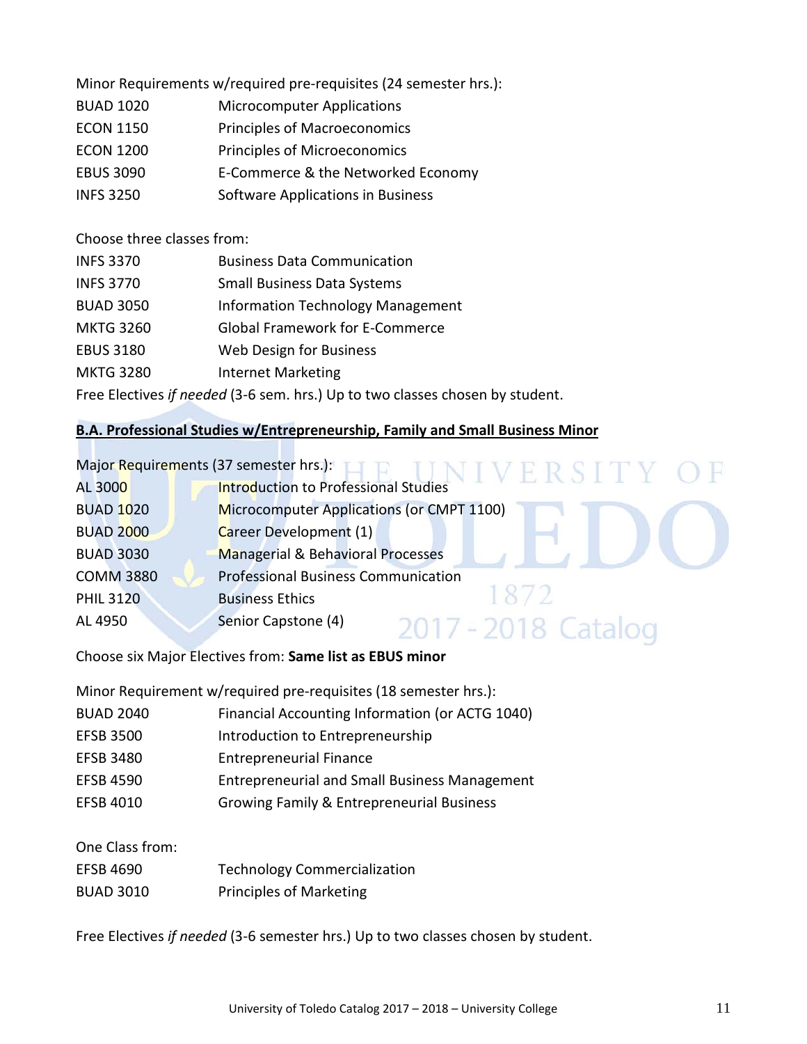Minor Requirements w/required pre-requisites (24 semester hrs.):

| | |
|---|---|
| BUAD 1020 | Microcomputer Applications |
| ECON 1150 | Principles of Macroeconomics |
| ECON 1200 | Principles of Microeconomics |
| EBUS 3090 | E-Commerce & the Networked Economy |
| INFS 3250 | Software Applications in Business |

Choose three classes from:

| | |
|---|---|
| INFS 3370 | Business Data Communication |
| INFS 3770 | Small Business Data Systems |
| BUAD 3050 | Information Technology Management |
| MKTG 3260 | Global Framework for E-Commerce |
| EBUS 3180 | Web Design for Business |
| MKTG 3280 | Internet Marketing |

Free Electives *if needed* (3-6 sem. hrs.) Up to two classes chosen by student.

## B.A. Professional Studies w/Entrepreneurship, Family and Small Business Minor

Major Requirements (37 semester hrs.):

| | |
|---|---|
| AL 3000 | Introduction to Professional Studies |
| BUAD 1020 | Microcomputer Applications (or CMPT 1100) |
| BUAD 2000 | Career Development (1) |
| BUAD 3030 | Managerial & Behavioral Processes |
| COMM 3880 | Professional Business Communication |
| PHIL 3120 | Business Ethics |
| AL 4950 | Senior Capstone (4) |

Choose six Major Electives from: **Same list as EBUS minor**

Minor Requirement w/required pre-requisites (18 semester hrs.):

| | |
|---|---|
| BUAD 2040 | Financial Accounting Information (or ACTG 1040) |
| EFSB 3500 | Introduction to Entrepreneurship |
| EFSB 3480 | Entrepreneurial Finance |
| EFSB 4590 | Entrepreneurial and Small Business Management |
| EFSB 4010 | Growing Family & Entrepreneurial Business |

One Class from:

| | |
|---|---|
| EFSB 4690 | Technology Commercialization |
| BUAD 3010 | Principles of Marketing |

Free Electives *if needed* (3-6 semester hrs.) Up to two classes chosen by student.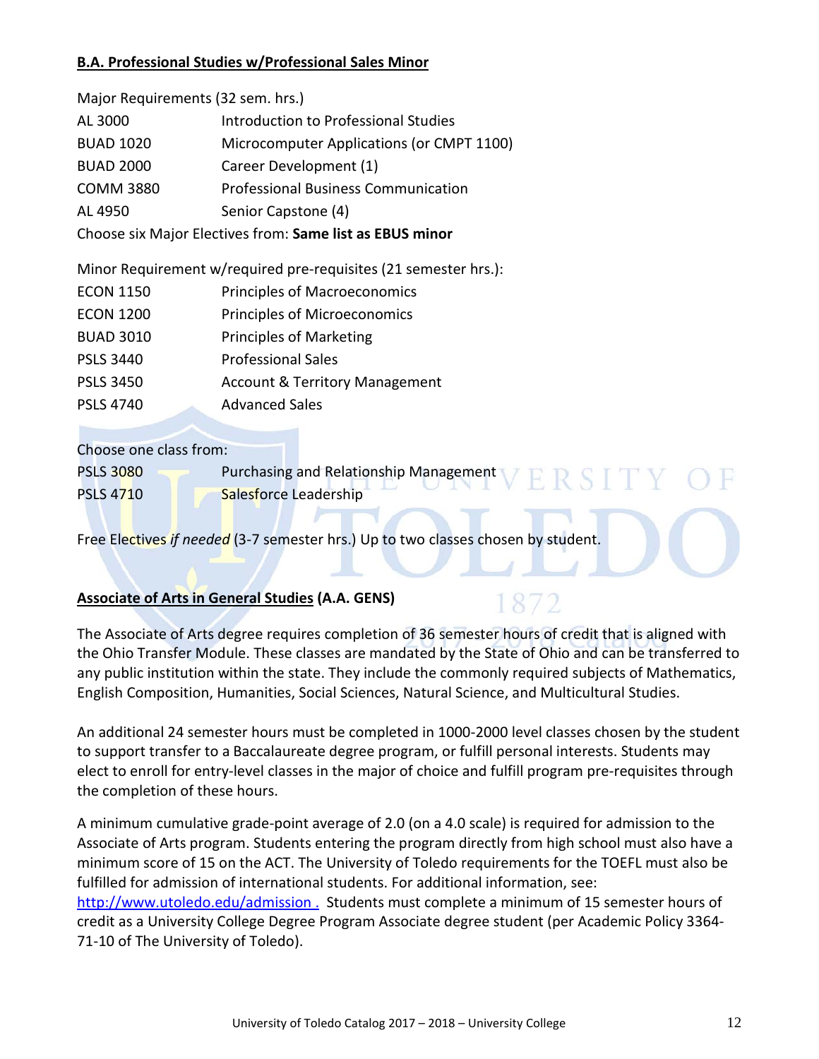**B.A. Professional Studies w/Professional Sales Minor**

Major Requirements (32 sem. hrs.)

| | |
|---|---|
| AL 3000 | Introduction to Professional Studies |
| BUAD 1020 | Microcomputer Applications (or CMPT 1100) |
| BUAD 2000 | Career Development (1) |
| COMM 3880 | Professional Business Communication |
| AL 4950 | Senior Capstone (4) |

Choose six Major Electives from: **Same list as EBUS minor**

Minor Requirement w/required pre-requisites (21 semester hrs.):

| | |
|---|---|
| ECON 1150 | Principles of Macroeconomics |
| ECON 1200 | Principles of Microeconomics |
| BUAD 3010 | Principles of Marketing |
| PSLS 3440 | Professional Sales |
| PSLS 3450 | Account & Territory Management |
| PSLS 4740 | Advanced Sales |

Choose one class from:

| | |
|---|---|
| PSLS 3080 | Purchasing and Relationship Management |
| PSLS 4710 | Salesforce Leadership |

Free Electives *if needed* (3-7 semester hrs.) Up to two classes chosen by student.

**Associate of Arts in General Studies (A.A. GENS)**

The Associate of Arts degree requires completion of 36 semester hours of credit that is aligned with the Ohio Transfer Module. These classes are mandated by the State of Ohio and can be transferred to any public institution within the state. They include the commonly required subjects of Mathematics, English Composition, Humanities, Social Sciences, Natural Science, and Multicultural Studies.

An additional 24 semester hours must be completed in 1000-2000 level classes chosen by the student to support transfer to a Baccalaureate degree program, or fulfill personal interests. Students may elect to enroll for entry-level classes in the major of choice and fulfill program pre-requisites through the completion of these hours.

A minimum cumulative grade-point average of 2.0 (on a 4.0 scale) is required for admission to the Associate of Arts program. Students entering the program directly from high school must also have a minimum score of 15 on the ACT. The University of Toledo requirements for the TOEFL must also be fulfilled for admission of international students. For additional information, see: http://www.utoledo.edu/admission . Students must complete a minimum of 15 semester hours of credit as a University College Degree Program Associate degree student (per Academic Policy 3364-71-10 of The University of Toledo).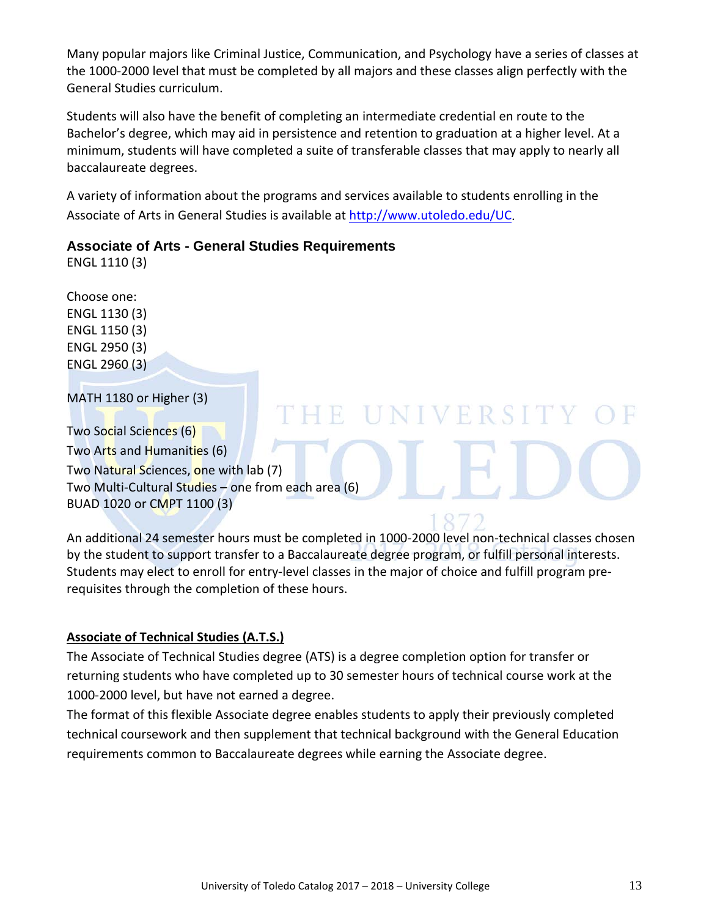Many popular majors like Criminal Justice, Communication, and Psychology have a series of classes at the 1000-2000 level that must be completed by all majors and these classes align perfectly with the General Studies curriculum.

Students will also have the benefit of completing an intermediate credential en route to the Bachelor's degree, which may aid in persistence and retention to graduation at a higher level. At a minimum, students will have completed a suite of transferable classes that may apply to nearly all baccalaureate degrees.

A variety of information about the programs and services available to students enrolling in the Associate of Arts in General Studies is available at http://www.utoledo.edu/UC.

### Associate of Arts - General Studies Requirements

ENGL 1110 (3)

Choose one:
ENGL 1130 (3)
ENGL 1150 (3)
ENGL 2950 (3)
ENGL 2960 (3)

MATH 1180 or Higher (3)

Two Social Sciences (6)
Two Arts and Humanities (6)
Two Natural Sciences, one with lab (7)
Two Multi-Cultural Studies – one from each area (6)
BUAD 1020 or CMPT 1100 (3)

An additional 24 semester hours must be completed in 1000-2000 level non-technical classes chosen by the student to support transfer to a Baccalaureate degree program, or fulfill personal interests. Students may elect to enroll for entry-level classes in the major of choice and fulfill program pre-requisites through the completion of these hours.

**Associate of Technical Studies (A.T.S.)**

The Associate of Technical Studies degree (ATS) is a degree completion option for transfer or returning students who have completed up to 30 semester hours of technical course work at the 1000-2000 level, but have not earned a degree.

The format of this flexible Associate degree enables students to apply their previously completed technical coursework and then supplement that technical background with the General Education requirements common to Baccalaureate degrees while earning the Associate degree.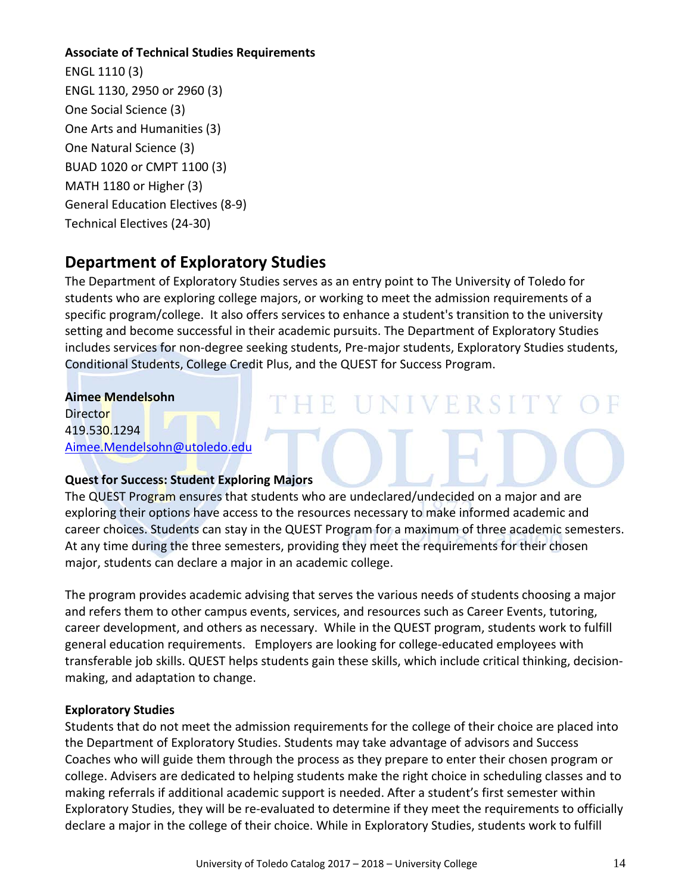**Associate of Technical Studies Requirements**

ENGL 1110 (3)
ENGL 1130, 2950 or 2960 (3)
One Social Science (3)
One Arts and Humanities (3)
One Natural Science (3)
BUAD 1020 or CMPT 1100 (3)
MATH 1180 or Higher (3)
General Education Electives (8-9)
Technical Electives (24-30)

## Department of Exploratory Studies

The Department of Exploratory Studies serves as an entry point to The University of Toledo for students who are exploring college majors, or working to meet the admission requirements of a specific program/college. It also offers services to enhance a student's transition to the university setting and become successful in their academic pursuits. The Department of Exploratory Studies includes services for non-degree seeking students, Pre-major students, Exploratory Studies students, Conditional Students, College Credit Plus, and the QUEST for Success Program.

**Aimee Mendelsohn**
Director
419.530.1294
Aimee.Mendelsohn@utoledo.edu

**Quest for Success: Student Exploring Majors**

The QUEST Program ensures that students who are undeclared/undecided on a major and are exploring their options have access to the resources necessary to make informed academic and career choices. Students can stay in the QUEST Program for a maximum of three academic semesters. At any time during the three semesters, providing they meet the requirements for their chosen major, students can declare a major in an academic college.

The program provides academic advising that serves the various needs of students choosing a major and refers them to other campus events, services, and resources such as Career Events, tutoring, career development, and others as necessary. While in the QUEST program, students work to fulfill general education requirements. Employers are looking for college-educated employees with transferable job skills. QUEST helps students gain these skills, which include critical thinking, decision-making, and adaptation to change.

**Exploratory Studies**

Students that do not meet the admission requirements for the college of their choice are placed into the Department of Exploratory Studies. Students may take advantage of advisors and Success Coaches who will guide them through the process as they prepare to enter their chosen program or college. Advisers are dedicated to helping students make the right choice in scheduling classes and to making referrals if additional academic support is needed. After a student's first semester within Exploratory Studies, they will be re-evaluated to determine if they meet the requirements to officially declare a major in the college of their choice. While in Exploratory Studies, students work to fulfill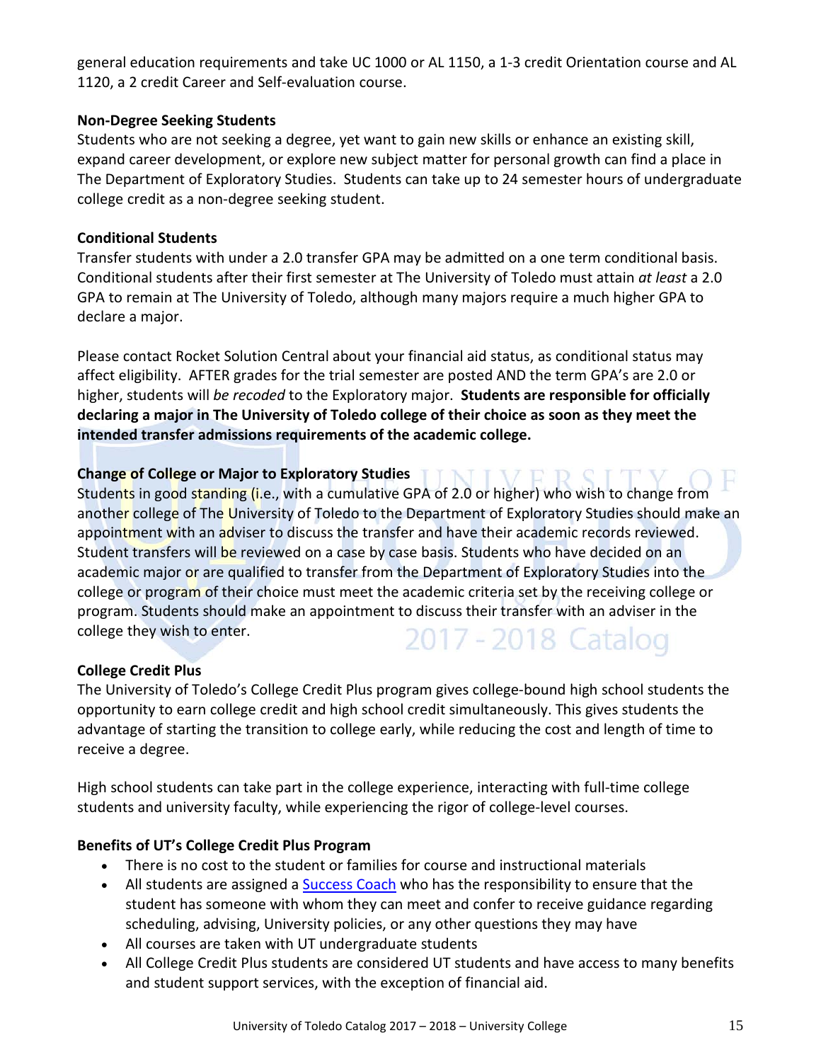general education requirements and take UC 1000 or AL 1150, a 1-3 credit Orientation course and AL 1120, a 2 credit Career and Self-evaluation course.

**Non-Degree Seeking Students**

Students who are not seeking a degree, yet want to gain new skills or enhance an existing skill, expand career development, or explore new subject matter for personal growth can find a place in The Department of Exploratory Studies. Students can take up to 24 semester hours of undergraduate college credit as a non-degree seeking student.

**Conditional Students**

Transfer students with under a 2.0 transfer GPA may be admitted on a one term conditional basis. Conditional students after their first semester at The University of Toledo must attain *at least* a 2.0 GPA to remain at The University of Toledo, although many majors require a much higher GPA to declare a major.

Please contact Rocket Solution Central about your financial aid status, as conditional status may affect eligibility. AFTER grades for the trial semester are posted AND the term GPA's are 2.0 or higher, students will *be recoded* to the Exploratory major. **Students are responsible for officially declaring a major in The University of Toledo college of their choice as soon as they meet the intended transfer admissions requirements of the academic college.**

**Change of College or Major to Exploratory Studies**

Students in good standing (i.e., with a cumulative GPA of 2.0 or higher) who wish to change from another college of The University of Toledo to the Department of Exploratory Studies should make an appointment with an adviser to discuss the transfer and have their academic records reviewed. Student transfers will be reviewed on a case by case basis. Students who have decided on an academic major or are qualified to transfer from the Department of Exploratory Studies into the college or program of their choice must meet the academic criteria set by the receiving college or program. Students should make an appointment to discuss their transfer with an adviser in the college they wish to enter.

**College Credit Plus**

The University of Toledo's College Credit Plus program gives college-bound high school students the opportunity to earn college credit and high school credit simultaneously. This gives students the advantage of starting the transition to college early, while reducing the cost and length of time to receive a degree.

High school students can take part in the college experience, interacting with full-time college students and university faculty, while experiencing the rigor of college-level courses.

**Benefits of UT's College Credit Plus Program**

- There is no cost to the student or families for course and instructional materials
- All students are assigned a Success Coach who has the responsibility to ensure that the student has someone with whom they can meet and confer to receive guidance regarding scheduling, advising, University policies, or any other questions they may have
- All courses are taken with UT undergraduate students
- All College Credit Plus students are considered UT students and have access to many benefits and student support services, with the exception of financial aid.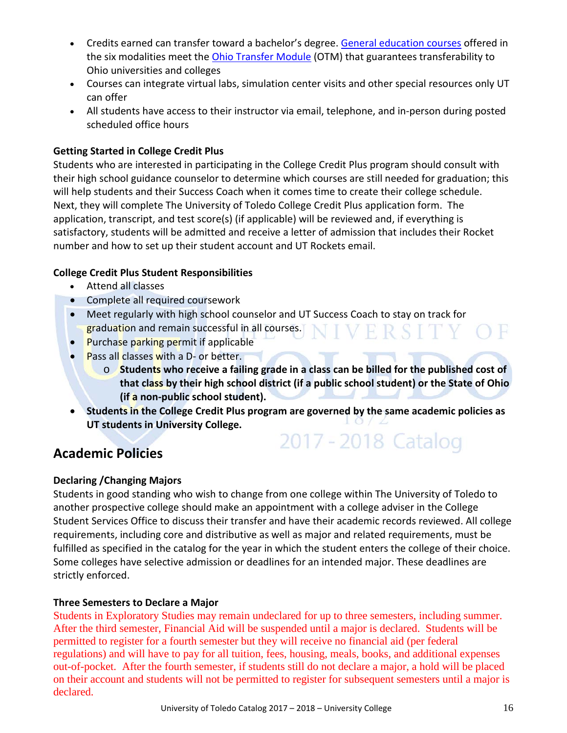- Credits earned can transfer toward a bachelor's degree. General education courses offered in the six modalities meet the Ohio Transfer Module (OTM) that guarantees transferability to Ohio universities and colleges
- Courses can integrate virtual labs, simulation center visits and other special resources only UT can offer
- All students have access to their instructor via email, telephone, and in-person during posted scheduled office hours

**Getting Started in College Credit Plus**

Students who are interested in participating in the College Credit Plus program should consult with their high school guidance counselor to determine which courses are still needed for graduation; this will help students and their Success Coach when it comes time to create their college schedule. Next, they will complete The University of Toledo College Credit Plus application form. The application, transcript, and test score(s) (if applicable) will be reviewed and, if everything is satisfactory, students will be admitted and receive a letter of admission that includes their Rocket number and how to set up their student account and UT Rockets email.

**College Credit Plus Student Responsibilities**

- Attend all classes
- Complete all required coursework
- Meet regularly with high school counselor and UT Success Coach to stay on track for graduation and remain successful in all courses.
- Purchase parking permit if applicable
- Pass all classes with a D- or better.
  - **Students who receive a failing grade in a class can be billed for the published cost of that class by their high school district (if a public school student) or the State of Ohio (if a non-public school student).**
- **Students in the College Credit Plus program are governed by the same academic policies as UT students in University College.**

## Academic Policies

**Declaring /Changing Majors**

Students in good standing who wish to change from one college within The University of Toledo to another prospective college should make an appointment with a college adviser in the College Student Services Office to discuss their transfer and have their academic records reviewed. All college requirements, including core and distributive as well as major and related requirements, must be fulfilled as specified in the catalog for the year in which the student enters the college of their choice. Some colleges have selective admission or deadlines for an intended major. These deadlines are strictly enforced.

**Three Semesters to Declare a Major**

Students in Exploratory Studies may remain undeclared for up to three semesters, including summer. After the third semester, Financial Aid will be suspended until a major is declared. Students will be permitted to register for a fourth semester but they will receive no financial aid (per federal regulations) and will have to pay for all tuition, fees, housing, meals, books, and additional expenses out-of-pocket. After the fourth semester, if students still do not declare a major, a hold will be placed on their account and students will not be permitted to register for subsequent semesters until a major is declared.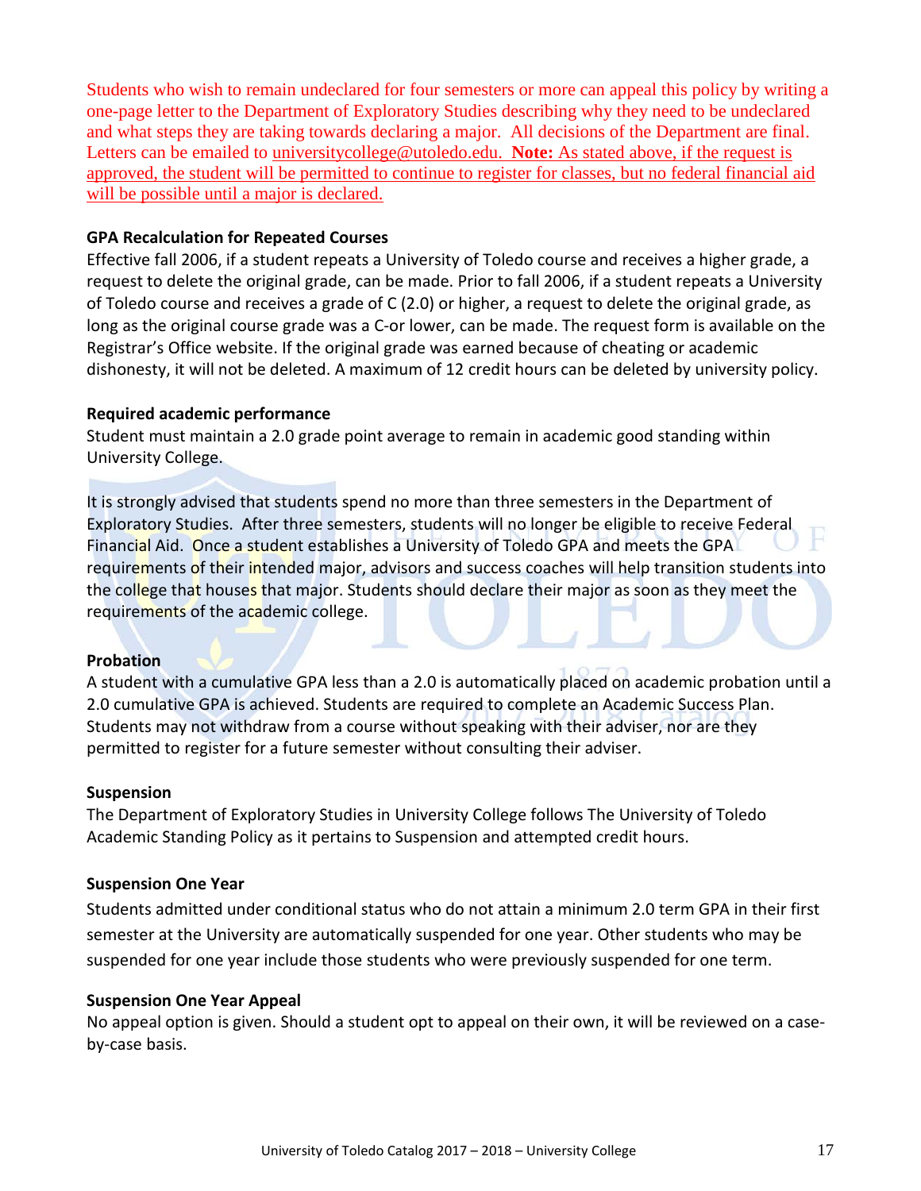Students who wish to remain undeclared for four semesters or more can appeal this policy by writing a one-page letter to the Department of Exploratory Studies describing why they need to be undeclared and what steps they are taking towards declaring a major. All decisions of the Department are final. Letters can be emailed to universitycollege@utoledo.edu. **Note:** As stated above, if the request is approved, the student will be permitted to continue to register for classes, but no federal financial aid will be possible until a major is declared.

**GPA Recalculation for Repeated Courses**

Effective fall 2006, if a student repeats a University of Toledo course and receives a higher grade, a request to delete the original grade, can be made. Prior to fall 2006, if a student repeats a University of Toledo course and receives a grade of C (2.0) or higher, a request to delete the original grade, as long as the original course grade was a C-or lower, can be made. The request form is available on the Registrar's Office website. If the original grade was earned because of cheating or academic dishonesty, it will not be deleted. A maximum of 12 credit hours can be deleted by university policy.

**Required academic performance**

Student must maintain a 2.0 grade point average to remain in academic good standing within University College.

It is strongly advised that students spend no more than three semesters in the Department of Exploratory Studies. After three semesters, students will no longer be eligible to receive Federal Financial Aid. Once a student establishes a University of Toledo GPA and meets the GPA requirements of their intended major, advisors and success coaches will help transition students into the college that houses that major. Students should declare their major as soon as they meet the requirements of the academic college.

**Probation**

A student with a cumulative GPA less than a 2.0 is automatically placed on academic probation until a 2.0 cumulative GPA is achieved. Students are required to complete an Academic Success Plan. Students may not withdraw from a course without speaking with their adviser, nor are they permitted to register for a future semester without consulting their adviser.

**Suspension**

The Department of Exploratory Studies in University College follows The University of Toledo Academic Standing Policy as it pertains to Suspension and attempted credit hours.

**Suspension One Year**

Students admitted under conditional status who do not attain a minimum 2.0 term GPA in their first semester at the University are automatically suspended for one year. Other students who may be suspended for one year include those students who were previously suspended for one term.

**Suspension One Year Appeal**

No appeal option is given. Should a student opt to appeal on their own, it will be reviewed on a case-by-case basis.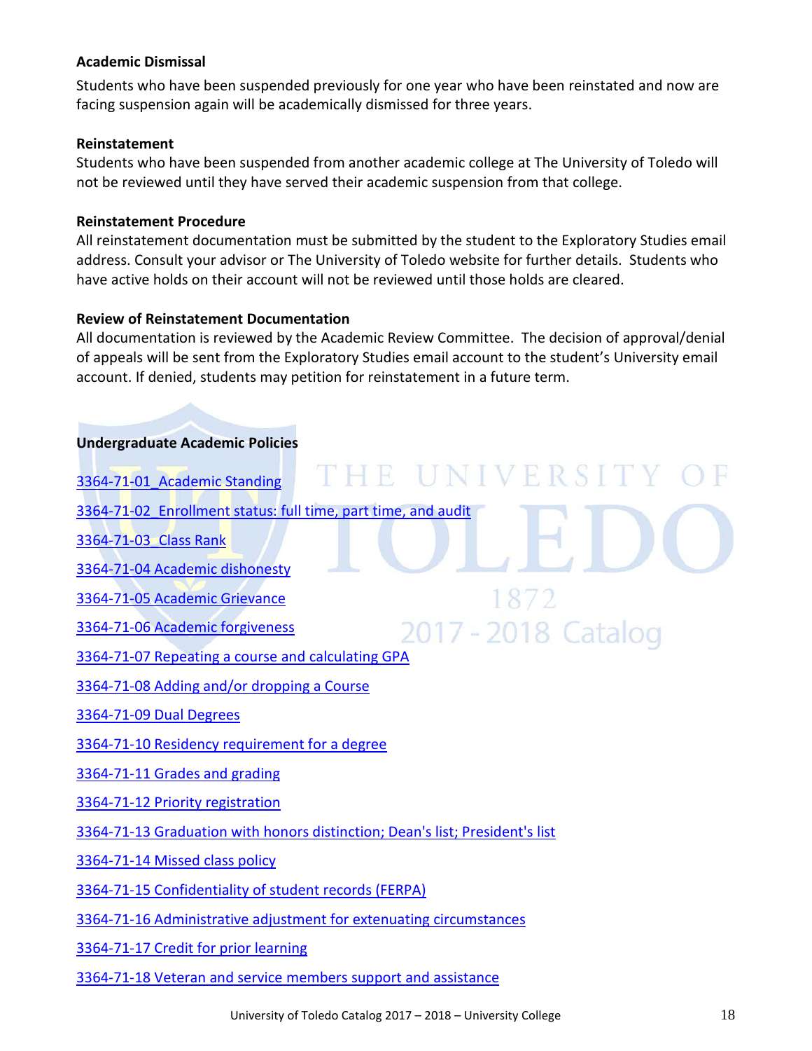**Academic Dismissal**

Students who have been suspended previously for one year who have been reinstated and now are facing suspension again will be academically dismissed for three years.

**Reinstatement**

Students who have been suspended from another academic college at The University of Toledo will not be reviewed until they have served their academic suspension from that college.

**Reinstatement Procedure**

All reinstatement documentation must be submitted by the student to the Exploratory Studies email address. Consult your advisor or The University of Toledo website for further details. Students who have active holds on their account will not be reviewed until those holds are cleared.

**Review of Reinstatement Documentation**

All documentation is reviewed by the Academic Review Committee. The decision of approval/denial of appeals will be sent from the Exploratory Studies email account to the student's University email account. If denied, students may petition for reinstatement in a future term.

**Undergraduate Academic Policies**

3364-71-01_Academic Standing

3364-71-02_Enrollment status: full time, part time, and audit

3364-71-03_Class Rank

3364-71-04 Academic dishonesty

3364-71-05 Academic Grievance

3364-71-06 Academic forgiveness

3364-71-07 Repeating a course and calculating GPA

3364-71-08 Adding and/or dropping a Course

3364-71-09 Dual Degrees

3364-71-10 Residency requirement for a degree

3364-71-11 Grades and grading

3364-71-12 Priority registration

3364-71-13 Graduation with honors distinction; Dean's list; President's list

3364-71-14 Missed class policy

3364-71-15 Confidentiality of student records (FERPA)

3364-71-16 Administrative adjustment for extenuating circumstances

3364-71-17 Credit for prior learning

3364-71-18 Veteran and service members support and assistance